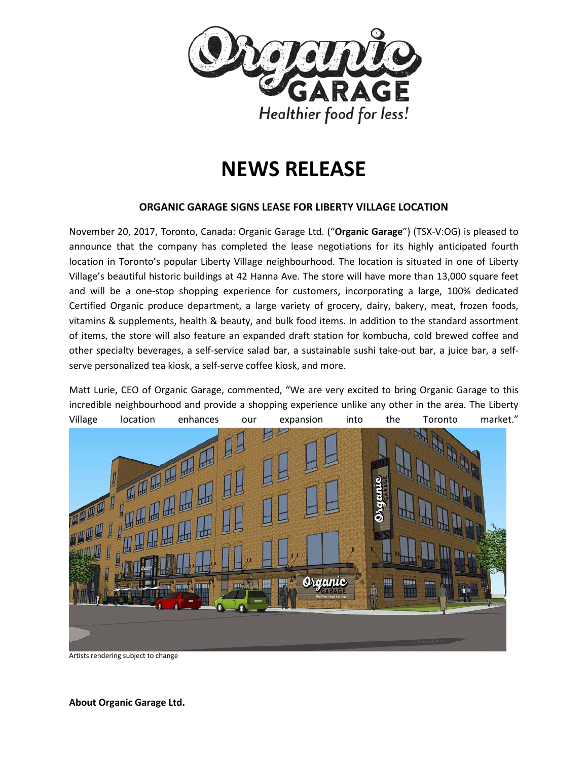# NEWS RELEASE

## ORGANIC GARAGE SIGNS LEASE FOR LIBERTY VILLAGE LOCATION

November 20, 2017, Toronto, Canada: Organic Garage Ltd. ("**Organic Garage**") (TSX-V:OG) is pleased to announce that the company has completed the lease negotiations for its highly anticipated fourth location in Toronto's popular Liberty Village neighbourhood. The location is situated in one of Liberty Village's beautiful historic buildings at 42 Hanna Ave. The store will have more than 13,000 square feet and will be a one-stop shopping experience for customers, incorporating a large, 100% dedicated Certified Organic produce department, a large variety of grocery, dairy, bakery, meat, frozen foods, vitamins & supplements, health & beauty, and bulk food items. In addition to the standard assortment of items, the store will also feature an expanded draft station for kombucha, cold brewed coffee and other specialty beverages, a self-service salad bar, a sustainable sushi take-out bar, a juice bar, a self-serve personalized tea kiosk, a self-serve coffee kiosk, and more.

Matt Lurie, CEO of Organic Garage, commented, "We are very excited to bring Organic Garage to this incredible neighbourhood and provide a shopping experience unlike any other in the area. The Liberty Village location enhances our expansion into the Toronto market."

Artists rendering subject to change

**About Organic Garage Ltd.**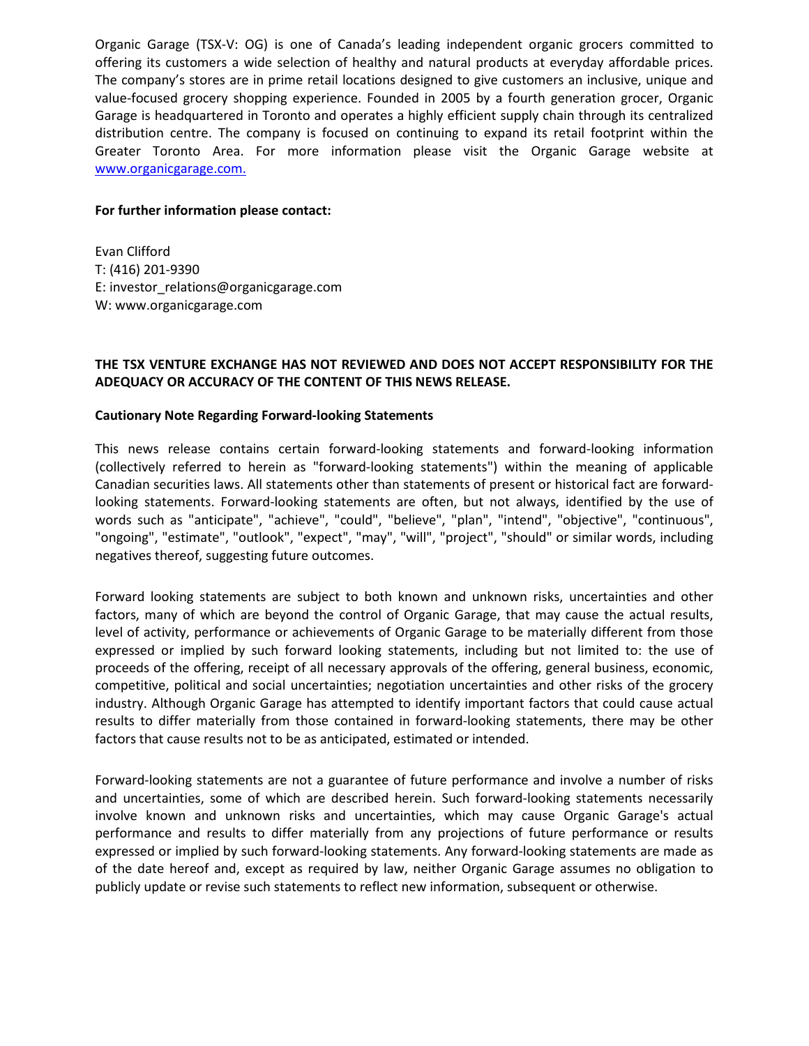Organic Garage (TSX-V: OG) is one of Canada's leading independent organic grocers committed to offering its customers a wide selection of healthy and natural products at everyday affordable prices. The company's stores are in prime retail locations designed to give customers an inclusive, unique and value-focused grocery shopping experience. Founded in 2005 by a fourth generation grocer, Organic Garage is headquartered in Toronto and operates a highly efficient supply chain through its centralized distribution centre. The company is focused on continuing to expand its retail footprint within the Greater Toronto Area. For more information please visit the Organic Garage website at www.organicgarage.com.

**For further information please contact:**

Evan Clifford
T: (416) 201-9390
E: investor_relations@organicgarage.com
W: www.organicgarage.com

**THE TSX VENTURE EXCHANGE HAS NOT REVIEWED AND DOES NOT ACCEPT RESPONSIBILITY FOR THE ADEQUACY OR ACCURACY OF THE CONTENT OF THIS NEWS RELEASE.**

**Cautionary Note Regarding Forward-looking Statements**

This news release contains certain forward-looking statements and forward-looking information (collectively referred to herein as "forward-looking statements") within the meaning of applicable Canadian securities laws. All statements other than statements of present or historical fact are forward-looking statements. Forward-looking statements are often, but not always, identified by the use of words such as "anticipate", "achieve", "could", "believe", "plan", "intend", "objective", "continuous", "ongoing", "estimate", "outlook", "expect", "may", "will", "project", "should" or similar words, including negatives thereof, suggesting future outcomes.

Forward looking statements are subject to both known and unknown risks, uncertainties and other factors, many of which are beyond the control of Organic Garage, that may cause the actual results, level of activity, performance or achievements of Organic Garage to be materially different from those expressed or implied by such forward looking statements, including but not limited to: the use of proceeds of the offering, receipt of all necessary approvals of the offering, general business, economic, competitive, political and social uncertainties; negotiation uncertainties and other risks of the grocery industry. Although Organic Garage has attempted to identify important factors that could cause actual results to differ materially from those contained in forward-looking statements, there may be other factors that cause results not to be as anticipated, estimated or intended.

Forward-looking statements are not a guarantee of future performance and involve a number of risks and uncertainties, some of which are described herein. Such forward-looking statements necessarily involve known and unknown risks and uncertainties, which may cause Organic Garage's actual performance and results to differ materially from any projections of future performance or results expressed or implied by such forward-looking statements. Any forward-looking statements are made as of the date hereof and, except as required by law, neither Organic Garage assumes no obligation to publicly update or revise such statements to reflect new information, subsequent or otherwise.